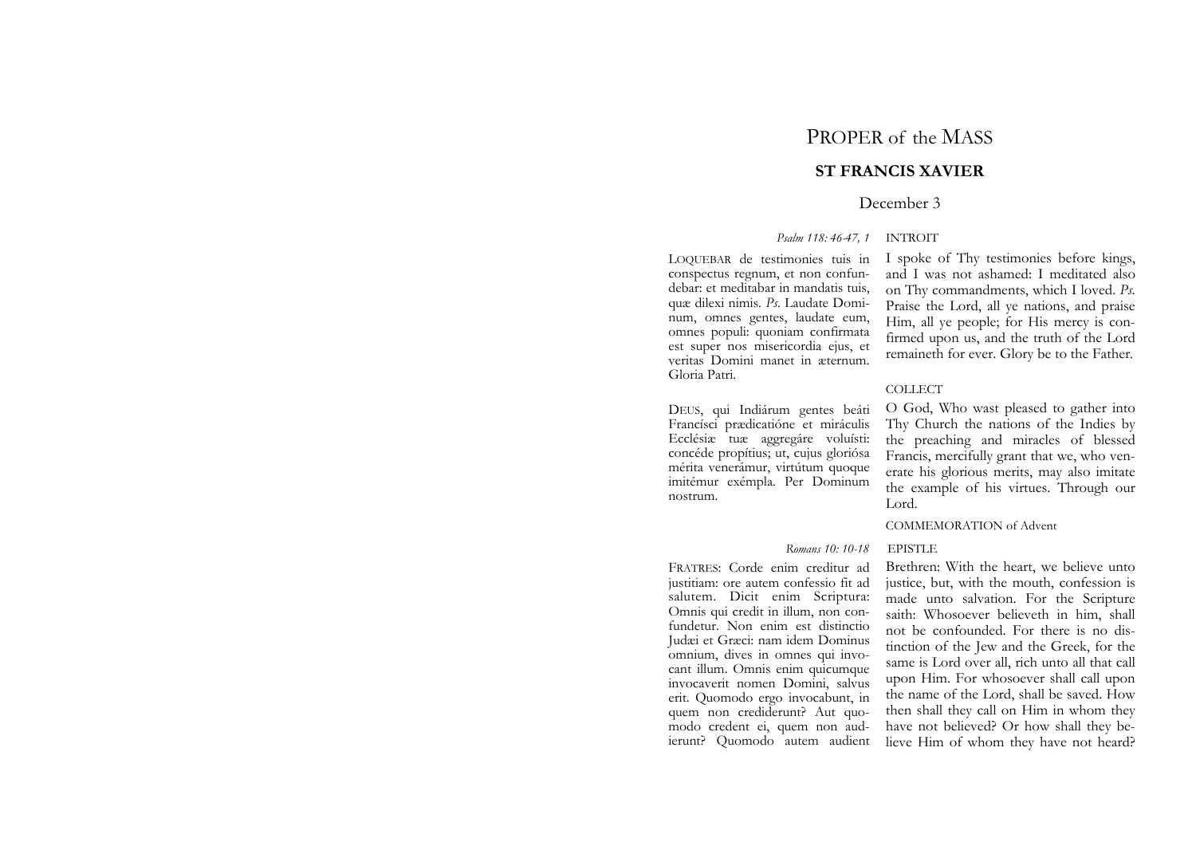# PROPER of the MASS

## ST FRANCIS XAVIER

December 3

### INTROIT

*Psalm 118: 46-47, 1*

LOQUEBAR de testimonies tuis in conspectus regnum, et non confundebar: et meditabar in mandatis tuis, quæ dilexi nimis. *Ps*. Laudate Dominum, omnes gentes, laudate eum, omnes populi: quoniam confirmata est super nos misericordia ejus, et veritas Domini manet in æternum. Gloria Patri.

I spoke of Thy testimonies before kings, and I was not ashamed: I meditated also on Thy commandments, which I loved. *Ps.* Praise the Lord, all ye nations, and praise Him, all ye people; for His mercy is confirmed upon us, and the truth of the Lord remaineth for ever. Glory be to the Father.

### COLLECT

DEUS, qui Indiárum gentes beáti Francísci prædicatióne et miráculis Ecclésiæ tuæ aggregáre voluísti: concéde propítius; ut, cujus gloriósa mérita venerámur, virtútum quoque imitémur exémpla. Per Dominum nostrum.

O God, Who wast pleased to gather into Thy Church the nations of the Indies by the preaching and miracles of blessed Francis, mercifully grant that we, who venerate his glorious merits, may also imitate the example of his virtues. Through our Lord.

COMMEMORATION of Advent

### EPISTLE

*Romans 10: 10-18*

FRATRES: Corde enim creditur ad justitiam: ore autem confessio fit ad salutem. Dicit enim Scriptura: Omnis qui credit in illum, non confundetur. Non enim est distinctio Judæi et Græci: nam idem Dominus omnium, dives in omnes qui invocant illum. Omnis enim quicumque invocaverit nomen Domini, salvus erit. Quomodo ergo invocabunt, in quem non crediderunt? Aut quomodo credent ei, quem non audierunt? Quomodo autem audient

Brethren: With the heart, we believe unto justice, but, with the mouth, confession is made unto salvation. For the Scripture saith: Whosoever believeth in him, shall not be confounded. For there is no distinction of the Jew and the Greek, for the same is Lord over all, rich unto all that call upon Him. For whosoever shall call upon the name of the Lord, shall be saved. How then shall they call on Him in whom they have not believed? Or how shall they believe Him of whom they have not heard?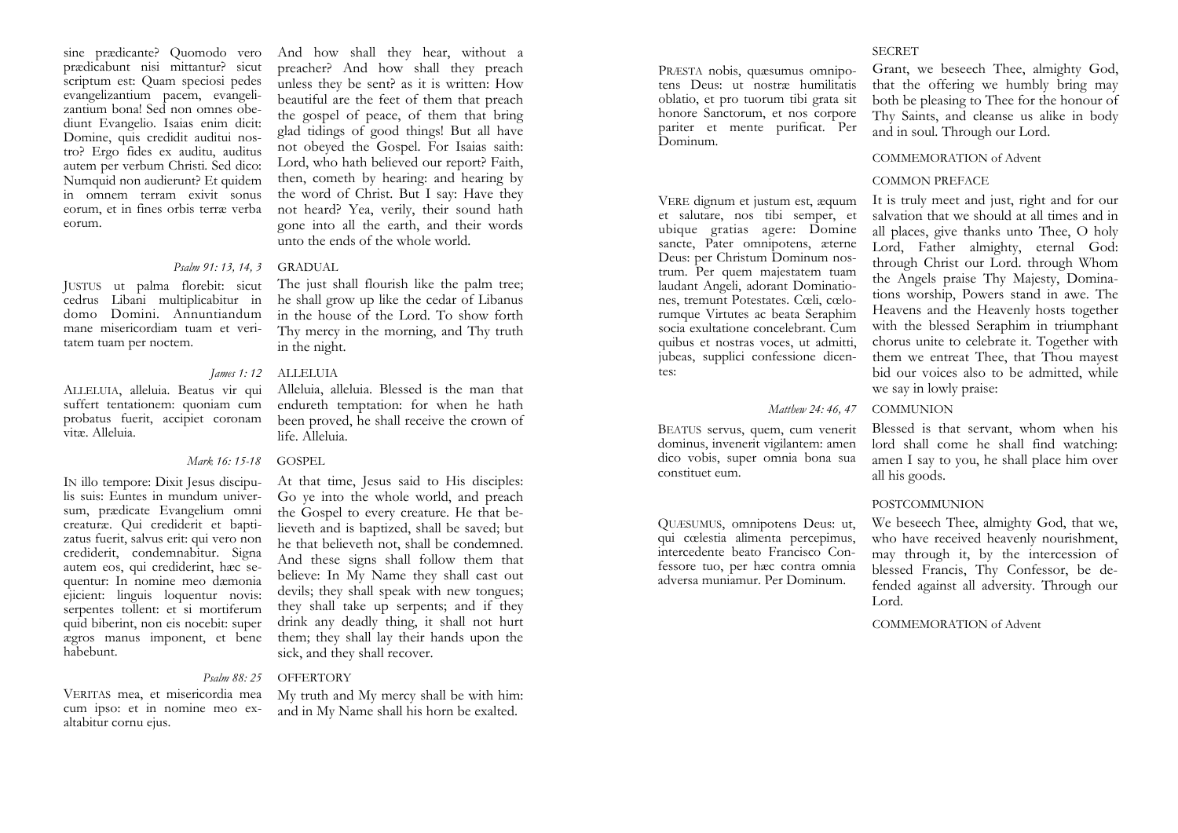sine prædicante? Quomodo vero prædicabunt nisi mittantur? sicut scriptum est: Quam speciosi pedes evangelizantium pacem, evangelizantium bona! Sed non omnes obediunt Evangelio. Isaias enim dicit: Domine, quis credidit auditui nostro? Ergo fides ex auditu, auditus autem per verbum Christi. Sed dico: Numquid non audierunt? Et quidem in omnem terram exivit sonus eorum, et in fines orbis terræ verba eorum.

And how shall they hear, without a preacher? And how shall they preach unless they be sent? as it is written: How beautiful are the feet of them that preach the gospel of peace, of them that bring glad tidings of good things! But all have not obeyed the Gospel. For Isaias saith: Lord, who hath believed our report? Faith, then, cometh by hearing: and hearing by the word of Christ. But I say: Have they not heard? Yea, verily, their sound hath gone into all the earth, and their words unto the ends of the whole world.

*Psalm 91: 13, 14, 3*

## GRADUAL

JUSTUS ut palma florebit: sicut cedrus Libani multiplicabitur in domo Domini. Annuntiandum mane misericordiam tuam et veritatem tuam per noctem.

The just shall flourish like the palm tree; he shall grow up like the cedar of Libanus in the house of the Lord. To show forth Thy mercy in the morning, and Thy truth in the night.

*James 1: 12*

## ALLELUIA

ALLELUIA, alleluia. Beatus vir qui suffert tentationem: quoniam cum probatus fuerit, accipiet coronam vitæ. Alleluia.

Alleluia, alleluia. Blessed is the man that endureth temptation: for when he hath been proved, he shall receive the crown of life. Alleluia.

*Mark 16: 15-18*

## GOSPEL

IN illo tempore: Dixit Jesus discipulis suis: Euntes in mundum universum, prædicate Evangelium omni creaturæ. Qui crediderit et baptizatus fuerit, salvus erit: qui vero non crediderit, condemnabitur. Signa autem eos, qui crediderint, hæc sequentur: In nomine meo dæmonia ejicient: linguis loquentur novis: serpentes tollent: et si mortiferum quid biberint, non eis nocebit: super ægros manus imponent, et bene habebunt.

At that time, Jesus said to His disciples: Go ye into the whole world, and preach the Gospel to every creature. He that believeth and is baptized, shall be saved; but he that believeth not, shall be condemned. And these signs shall follow them that believe: In My Name they shall cast out devils; they shall speak with new tongues; they shall take up serpents; and if they drink any deadly thing, it shall not hurt them; they shall lay their hands upon the sick, and they shall recover.

*Psalm 88: 25*

## OFFERTORY

VERITAS mea, et misericordia mea cum ipso: et in nomine meo exaltabitur cornu ejus.

My truth and My mercy shall be with him: and in My Name shall his horn be exalted.

## SECRET

PRÆSTA nobis, quæsumus omnipotens Deus: ut nostræ humilitatis oblatio, et pro tuorum tibi grata sit honore Sanctorum, et nos corpore pariter et mente purificat. Per Dominum.

Grant, we beseech Thee, almighty God, that the offering we humbly bring may both be pleasing to Thee for the honour of Thy Saints, and cleanse us alike in body and in soul. Through our Lord.

COMMEMORATION of Advent

## COMMON PREFACE

VERE dignum et justum est, æquum et salutare, nos tibi semper, et ubique gratias agere: Domine sancte, Pater omnipotens, æterne Deus: per Christum Dominum nostrum. Per quem majestatem tuam laudant Angeli, adorant Dominationes, tremunt Potestates. Cœli, cœlorumque Virtutes ac beata Seraphim socia exultatione concelebrant. Cum quibus et nostras voces, ut admitti, jubeas, supplici confessione dicentes:

It is truly meet and just, right and for our salvation that we should at all times and in all places, give thanks unto Thee, O holy Lord, Father almighty, eternal God: through Christ our Lord. through Whom the Angels praise Thy Majesty, Dominations worship, Powers stand in awe. The Heavens and the Heavenly hosts together with the blessed Seraphim in triumphant chorus unite to celebrate it. Together with them we entreat Thee, that Thou mayest bid our voices also to be admitted, while we say in lowly praise:

*Matthew 24: 46, 47*

## COMMUNION

BEATUS servus, quem, cum venerit dominus, invenerit vigilantem: amen dico vobis, super omnia bona sua constituet eum.

Blessed is that servant, whom when his lord shall come he shall find watching: amen I say to you, he shall place him over all his goods.

## POSTCOMMUNION

QUÆSUMUS, omnipotens Deus: ut, qui cœlestia alimenta percepimus, intercedente beato Francisco Confessore tuo, per hæc contra omnia adversa muniamur. Per Dominum.

We beseech Thee, almighty God, that we, who have received heavenly nourishment, may through it, by the intercession of blessed Francis, Thy Confessor, be defended against all adversity. Through our Lord.

COMMEMORATION of Advent